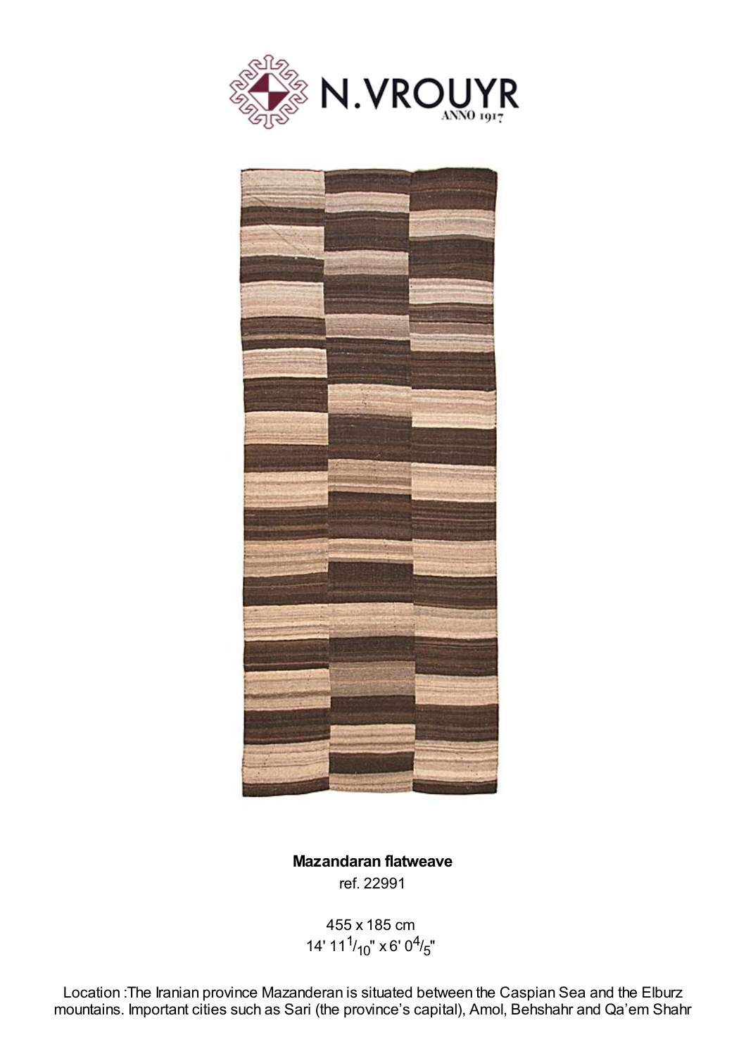N.VROUYR
ANNO 1917

**Mazandaran flatweave**

ref. 22991

455 x 185 cm

14' 11 1/10" x 6' 0 4/5"

Location :The Iranian province Mazanderan is situated between the Caspian Sea and the Elburz mountains. Important cities such as Sari (the province's capital), Amol, Behshahr and Qa'em Shahr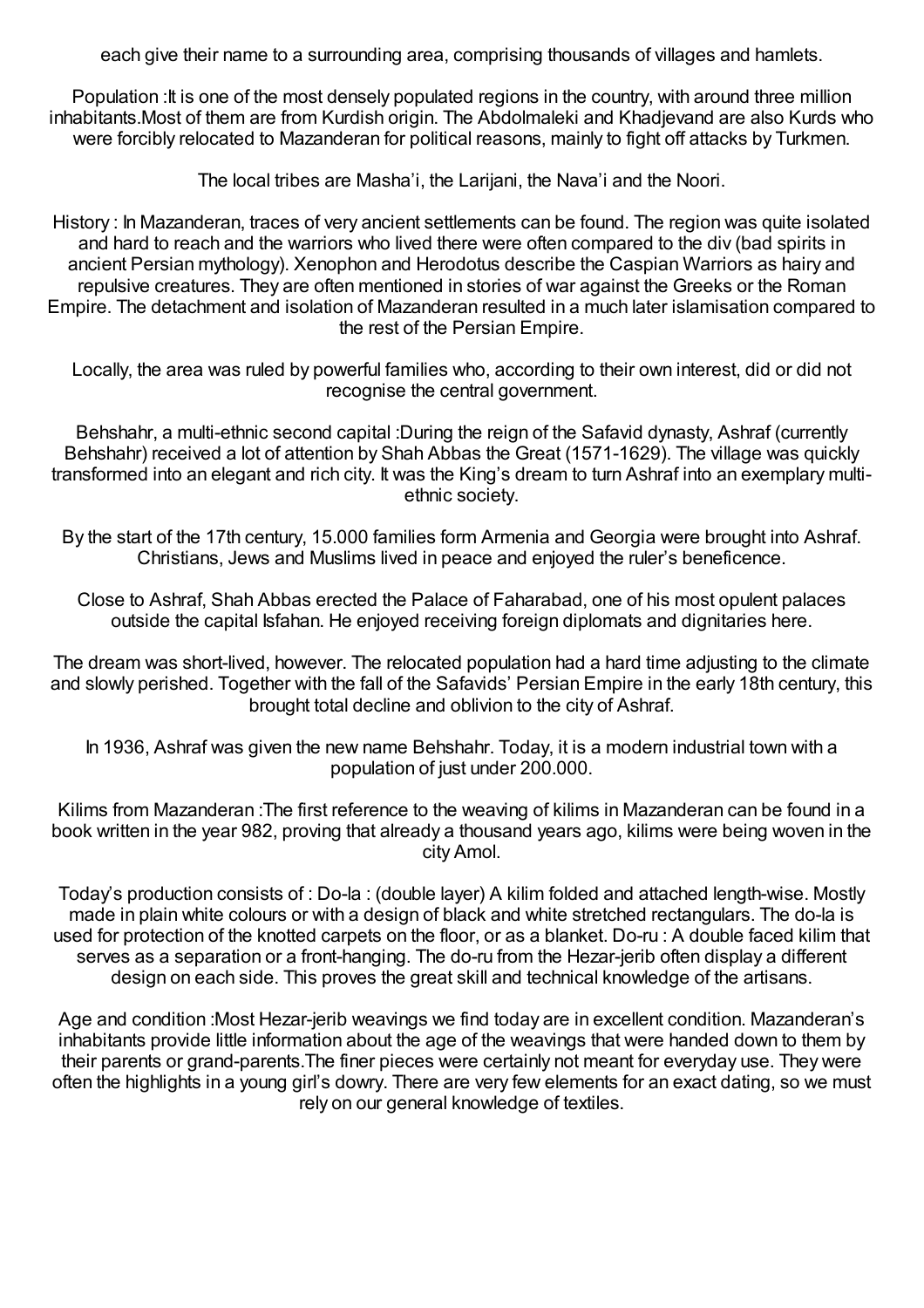each give their name to a surrounding area, comprising thousands of villages and hamlets.

Population :It is one of the most densely populated regions in the country, with around three million inhabitants.Most of them are from Kurdish origin. The Abdolmaleki and Khadjevand are also Kurds who were forcibly relocated to Mazanderan for political reasons, mainly to fight off attacks by Turkmen.

The local tribes are Masha'i, the Larijani, the Nava'i and the Noori.

History : In Mazanderan, traces of very ancient settlements can be found. The region was quite isolated and hard to reach and the warriors who lived there were often compared to the div (bad spirits in ancient Persian mythology). Xenophon and Herodotus describe the Caspian Warriors as hairy and repulsive creatures. They are often mentioned in stories of war against the Greeks or the Roman Empire. The detachment and isolation of Mazanderan resulted in a much later islamisation compared to the rest of the Persian Empire.

Locally, the area was ruled by powerful families who, according to their own interest, did or did not recognise the central government.

Behshahr, a multi-ethnic second capital :During the reign of the Safavid dynasty, Ashraf (currently Behshahr) received a lot of attention by Shah Abbas the Great (1571-1629). The village was quickly transformed into an elegant and rich city. It was the King's dream to turn Ashraf into an exemplary multi-ethnic society.

By the start of the 17th century, 15.000 families form Armenia and Georgia were brought into Ashraf. Christians, Jews and Muslims lived in peace and enjoyed the ruler's beneficence.

Close to Ashraf, Shah Abbas erected the Palace of Faharabad, one of his most opulent palaces outside the capital Isfahan. He enjoyed receiving foreign diplomats and dignitaries here.

The dream was short-lived, however. The relocated population had a hard time adjusting to the climate and slowly perished. Together with the fall of the Safavids' Persian Empire in the early 18th century, this brought total decline and oblivion to the city of Ashraf.

In 1936, Ashraf was given the new name Behshahr. Today, it is a modern industrial town with a population of just under 200.000.

Kilims from Mazanderan :The first reference to the weaving of kilims in Mazanderan can be found in a book written in the year 982, proving that already a thousand years ago, kilims were being woven in the city Amol.

Today's production consists of : Do-la : (double layer) A kilim folded and attached length-wise. Mostly made in plain white colours or with a design of black and white stretched rectangulars. The do-la is used for protection of the knotted carpets on the floor, or as a blanket. Do-ru : A double faced kilim that serves as a separation or a front-hanging. The do-ru from the Hezar-jerib often display a different design on each side. This proves the great skill and technical knowledge of the artisans.

Age and condition :Most Hezar-jerib weavings we find today are in excellent condition. Mazanderan's inhabitants provide little information about the age of the weavings that were handed down to them by their parents or grand-parents.The finer pieces were certainly not meant for everyday use. They were often the highlights in a young girl's dowry. There are very few elements for an exact dating, so we must rely on our general knowledge of textiles.